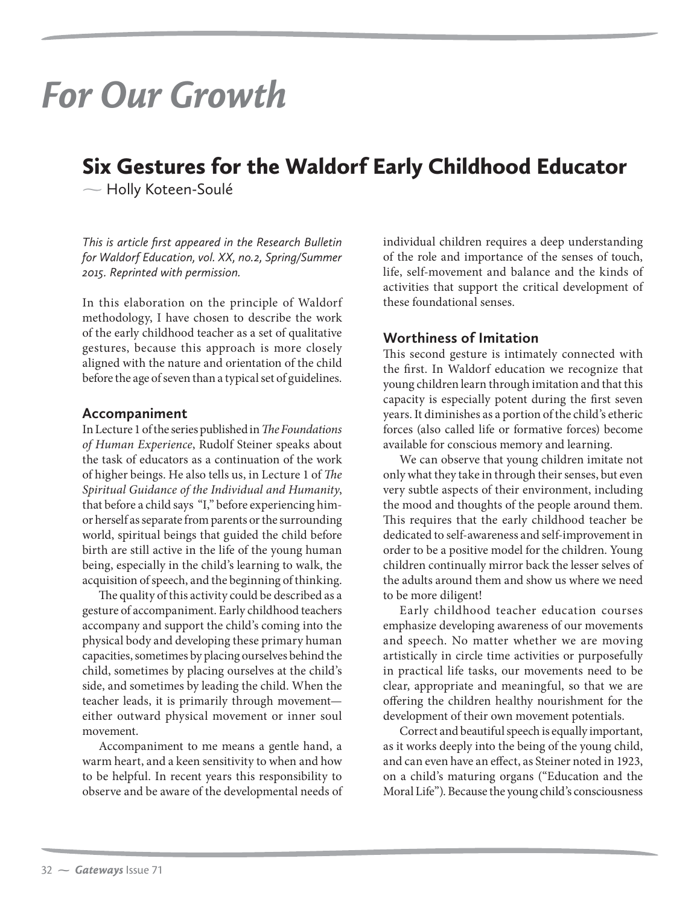# For Our Growth

## Six Gestures for the Waldorf Early Childhood Educator

— Holly Koteen-Soulé

*This is article first appeared in the Research Bulletin for Waldorf Education, vol. XX, no.2, Spring/Summer 2015. Reprinted with permission.*

In this elaboration on the principle of Waldorf methodology, I have chosen to describe the work of the early childhood teacher as a set of qualitative gestures, because this approach is more closely aligned with the nature and orientation of the child before the age of seven than a typical set of guidelines.

### Accompaniment

In Lecture 1 of the series published in *The Foundations of Human Experience*, Rudolf Steiner speaks about the task of educators as a continuation of the work of higher beings. He also tells us, in Lecture 1 of *The Spiritual Guidance of the Individual and Humanity*, that before a child says "I," before experiencing him- or herself as separate from parents or the surrounding world, spiritual beings that guided the child before birth are still active in the life of the young human being, especially in the child's learning to walk, the acquisition of speech, and the beginning of thinking.

The quality of this activity could be described as a gesture of accompaniment. Early childhood teachers accompany and support the child's coming into the physical body and developing these primary human capacities, sometimes by placing ourselves behind the child, sometimes by placing ourselves at the child's side, and sometimes by leading the child. When the teacher leads, it is primarily through movement—either outward physical movement or inner soul movement.

Accompaniment to me means a gentle hand, a warm heart, and a keen sensitivity to when and how to be helpful. In recent years this responsibility to observe and be aware of the developmental needs of individual children requires a deep understanding of the role and importance of the senses of touch, life, self-movement and balance and the kinds of activities that support the critical development of these foundational senses.

### Worthiness of Imitation

This second gesture is intimately connected with the first. In Waldorf education we recognize that young children learn through imitation and that this capacity is especially potent during the first seven years. It diminishes as a portion of the child's etheric forces (also called life or formative forces) become available for conscious memory and learning.

We can observe that young children imitate not only what they take in through their senses, but even very subtle aspects of their environment, including the mood and thoughts of the people around them. This requires that the early childhood teacher be dedicated to self-awareness and self-improvement in order to be a positive model for the children. Young children continually mirror back the lesser selves of the adults around them and show us where we need to be more diligent!

Early childhood teacher education courses emphasize developing awareness of our movements and speech. No matter whether we are moving artistically in circle time activities or purposefully in practical life tasks, our movements need to be clear, appropriate and meaningful, so that we are offering the children healthy nourishment for the development of their own movement potentials.

Correct and beautiful speech is equally important, as it works deeply into the being of the young child, and can even have an effect, as Steiner noted in 1923, on a child's maturing organs ("Education and the Moral Life"). Because the young child's consciousness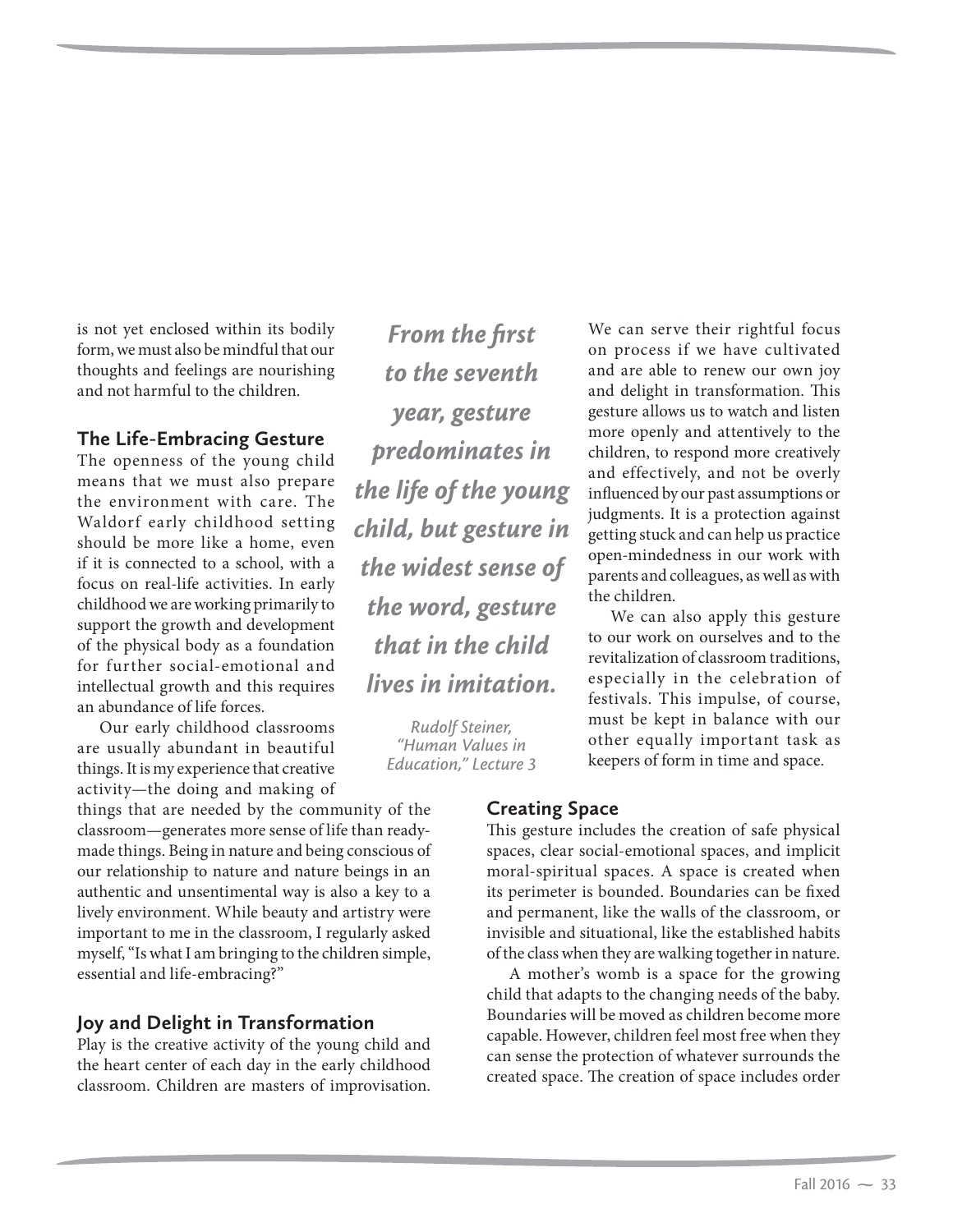is not yet enclosed within its bodily form, we must also be mindful that our thoughts and feelings are nourishing and not harmful to the children.

### The Life-Embracing Gesture

The openness of the young child means that we must also prepare the environment with care. The Waldorf early childhood setting should be more like a home, even if it is connected to a school, with a focus on real-life activities. In early childhood we are working primarily to support the growth and development of the physical body as a foundation for further social-emotional and intellectual growth and this requires an abundance of life forces.

Our early childhood classrooms are usually abundant in beautiful things. It is my experience that creative activity—the doing and making of things that are needed by the community of the classroom—generates more sense of life than ready-made things. Being in nature and being conscious of our relationship to nature and nature beings in an authentic and unsentimental way is also a key to a lively environment. While beauty and artistry were important to me in the classroom, I regularly asked myself, "Is what I am bringing to the children simple, essential and life-embracing?"

### Joy and Delight in Transformation

Play is the creative activity of the young child and the heart center of each day in the early childhood classroom. Children are masters of improvisation. We can serve their rightful focus on process if we have cultivated and are able to renew our own joy and delight in transformation. This gesture allows us to watch and listen more openly and attentively to the children, to respond more creatively and effectively, and not be overly influenced by our past assumptions or judgments. It is a protection against getting stuck and can help us practice open-mindedness in our work with parents and colleagues, as well as with the children.

We can also apply this gesture to our work on ourselves and to the revitalization of classroom traditions, especially in the celebration of festivals. This impulse, of course, must be kept in balance with our other equally important task as keepers of form in time and space.

> ***From the first to the seventh year, gesture predominates in the life of the young child, but gesture in the widest sense of the word, gesture that in the child lives in imitation.***
>
> *Rudolf Steiner, "Human Values in Education," Lecture 3*

### Creating Space

This gesture includes the creation of safe physical spaces, clear social-emotional spaces, and implicit moral-spiritual spaces. A space is created when its perimeter is bounded. Boundaries can be fixed and permanent, like the walls of the classroom, or invisible and situational, like the established habits of the class when they are walking together in nature.

A mother's womb is a space for the growing child that adapts to the changing needs of the baby. Boundaries will be moved as children become more capable. However, children feel most free when they can sense the protection of whatever surrounds the created space. The creation of space includes order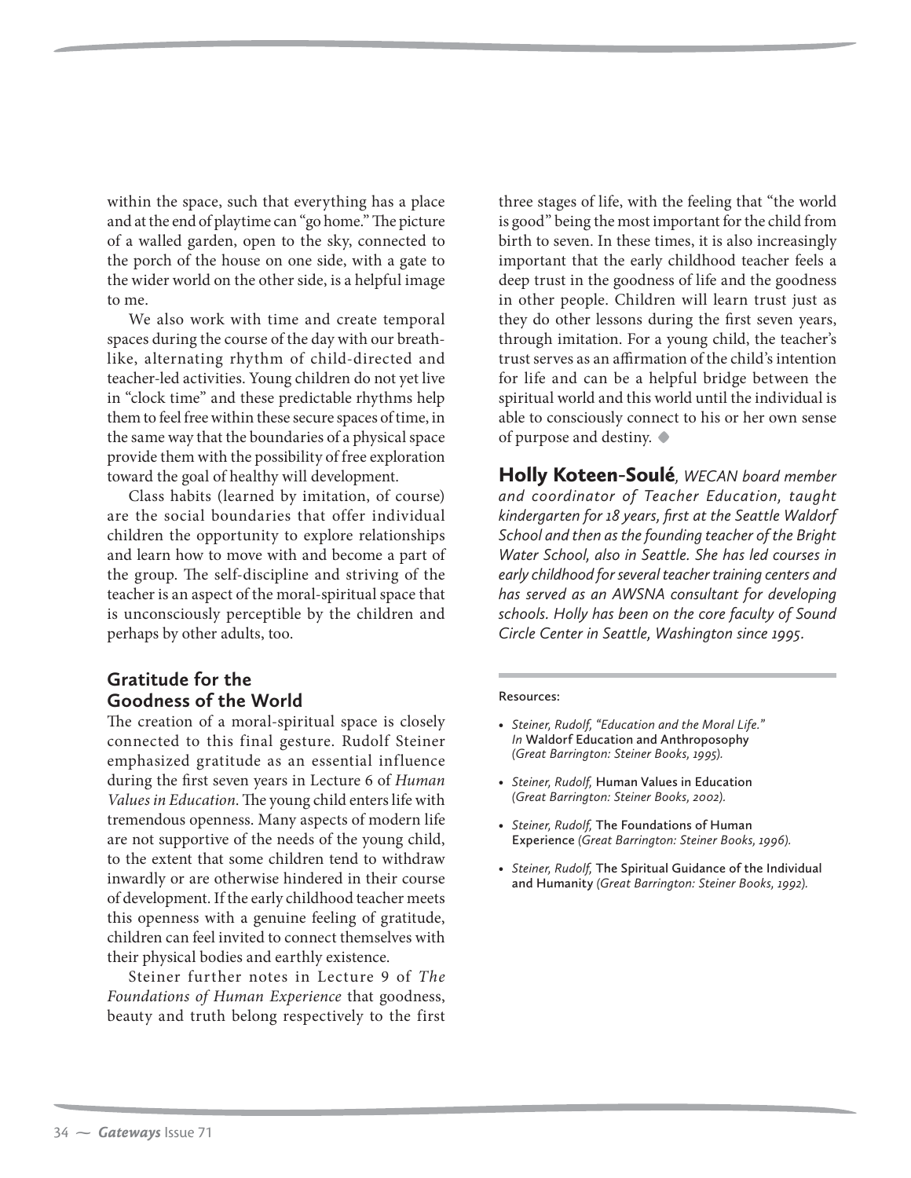within the space, such that everything has a place and at the end of playtime can "go home." The picture of a walled garden, open to the sky, connected to the porch of the house on one side, with a gate to the wider world on the other side, is a helpful image to me.

We also work with time and create temporal spaces during the course of the day with our breath-like, alternating rhythm of child-directed and teacher-led activities. Young children do not yet live in "clock time" and these predictable rhythms help them to feel free within these secure spaces of time, in the same way that the boundaries of a physical space provide them with the possibility of free exploration toward the goal of healthy will development.

Class habits (learned by imitation, of course) are the social boundaries that offer individual children the opportunity to explore relationships and learn how to move with and become a part of the group. The self-discipline and striving of the teacher is an aspect of the moral-spiritual space that is unconsciously perceptible by the children and perhaps by other adults, too.

## Gratitude for the Goodness of the World

The creation of a moral-spiritual space is closely connected to this final gesture. Rudolf Steiner emphasized gratitude as an essential influence during the first seven years in Lecture 6 of *Human Values in Education*. The young child enters life with tremendous openness. Many aspects of modern life are not supportive of the needs of the young child, to the extent that some children tend to withdraw inwardly or are otherwise hindered in their course of development. If the early childhood teacher meets this openness with a genuine feeling of gratitude, children can feel invited to connect themselves with their physical bodies and earthly existence.

Steiner further notes in Lecture 9 of *The Foundations of Human Experience* that goodness, beauty and truth belong respectively to the first three stages of life, with the feeling that "the world is good" being the most important for the child from birth to seven. In these times, it is also increasingly important that the early childhood teacher feels a deep trust in the goodness of life and the goodness in other people. Children will learn trust just as they do other lessons during the first seven years, through imitation. For a young child, the teacher's trust serves as an affirmation of the child's intention for life and can be a helpful bridge between the spiritual world and this world until the individual is able to consciously connect to his or her own sense of purpose and destiny. ◆

**Holly Koteen-Soulé**, *WECAN board member and coordinator of Teacher Education, taught kindergarten for 18 years, first at the Seattle Waldorf School and then as the founding teacher of the Bright Water School, also in Seattle. She has led courses in early childhood for several teacher training centers and has served as an AWSNA consultant for developing schools. Holly has been on the core faculty of Sound Circle Center in Seattle, Washington since 1995.*

Resources:

- *Steiner, Rudolf, "Education and the Moral Life." In* Waldorf Education and Anthroposophy *(Great Barrington: Steiner Books, 1995).*
- *Steiner, Rudolf,* Human Values in Education *(Great Barrington: Steiner Books, 2002).*
- *Steiner, Rudolf,* The Foundations of Human Experience *(Great Barrington: Steiner Books, 1996).*
- *Steiner, Rudolf,* The Spiritual Guidance of the Individual and Humanity *(Great Barrington: Steiner Books, 1992).*